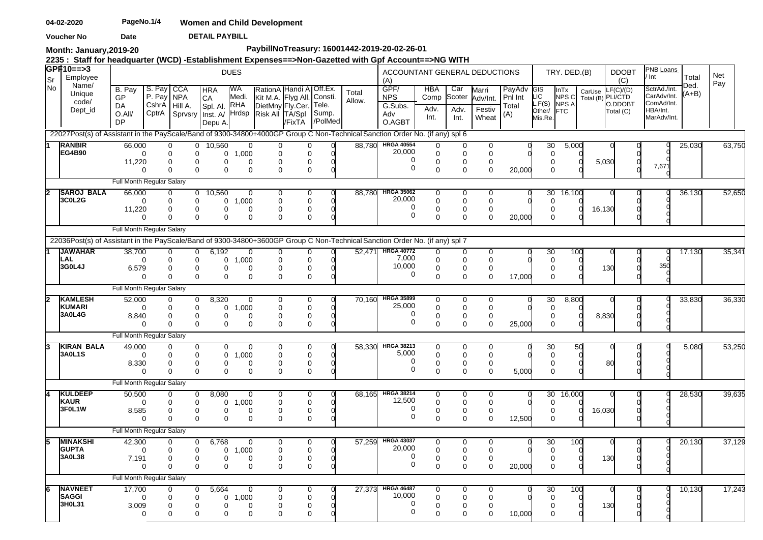04-02-2020 PageNo.1/4 **Women and Child Development**

Voucher No Date **DETAIL PAYBILL**

**Month: January,2019-20** **PaybillNoTreasury: 16001442-2019-20-02-26-01**

**2235 : Staff for headquarter (WCD) -Establishment Expenses==>Non-Gazetted with Gpf Account==>NG WITH GPF10==>3**

| Sr No | Employee Name/ Unique code/ Dept_id | B. Pay GP DA O.All/ DP | S. Pay P. Pay CshrA CptrA | CCA NPA Hill A. Sprvsry | HRA CA Spl. Al. Inst. A/ Depu A. | WA Medi. RHA Hrdsp | RationA Kit M.A. DietMny Risk All | Handi A Flyg All. Fly.Cer. TA/Spl /FixTA | Off.Ex. Consti. Tele. Sump. /PolMed | Total Allow. | GPF/ NPS G.Subs. Adv O.AGBT | HBA Comp Adv. Int. | Car Scoter Adv. Int. | Marri Adv/Int. Festiv Wheat | PayAdv Pnl Int Total (A) | GIS LIC L.F(S) Other/ Mis.Re. | InTx NPS C NPS A FTC | CarUse Total (B) | LF(C)/(D) PLI/CTD O.DDOBT Total (C) | SctrAd./Int. CarAdv/Int. ComAd/Int. HBA/Int. MarAdv/Int. | Total Ded. (A+B) | Net Pay |
|---|---|---|---|---|---|---|---|---|---|---|---|---|---|---|---|---|---|---|---|---|---|---|
| | | DUES | | | | | | | | | ACCOUNTANT GENERAL DEDUCTIONS (A) | | | | | TRY. DED.(B) | | | DDOBT (C) | PNB Loans / Int | | |
| 22027Post(s) of Assistant in the PayScale/Band of 9300-34800+4000GP Group C Non-Technical Sanction Order No. (if any) spl 6 | | | | | | | | | | | | | | | | | | | | | | |
| 1 | RANBIR EG4B90 | 66,000 0 11,220 0 | 0 0 0 0 | 0 0 0 0 | 10,560 0 0 0 | 0 1,000 0 0 | 0 0 0 0 | 0 0 0 0 | 0 0 0 0 | 88,780 | HRGA 40554 20,000 0 0 | 0 0 0 0 | 0 0 0 0 | 0 0 0 0 | 0 0 20,000 | 30 0 0 0 | 5,000 0 0 0 | 5,030 | 0 0 0 0 | 0 0 7,671 0 | 25,030 | 63,750 |
| | Full Month Regular Salary | | | | | | | | | | | | | | | | | | | | | |
| 2 | SAROJ BALA 3C0L2G | 66,000 0 11,220 0 | 0 0 0 0 | 0 0 0 0 | 10,560 0 0 0 | 0 1,000 0 0 | 0 0 0 0 | 0 0 0 0 | 0 0 0 0 | 88,780 | HRGA 35062 20,000 0 0 | 0 0 0 0 | 0 0 0 0 | 0 0 0 0 | 0 0 20,000 | 30 0 0 0 | 16,100 0 0 0 | 16,130 | 0 0 0 0 | 0 0 0 0 0 | 36,130 | 52,650 |
| | Full Month Regular Salary | | | | | | | | | | | | | | | | | | | | | |
| 22036Post(s) of Assistant in the PayScale/Band of 9300-34800+3600GP Group C Non-Technical Sanction Order No. (if any) spl 7 | | | | | | | | | | | | | | | | | | | | | | |
| 1 | JAWAHAR LAL 3G0L4J | 38,700 0 6,579 0 | 0 0 0 0 | 0 0 0 0 | 6,192 0 0 0 | 0 1,000 0 0 | 0 0 0 0 | 0 0 0 0 | 0 0 0 0 | 52,471 | HRGA 40772 7,000 10,000 0 | 0 0 0 0 | 0 0 0 0 | 0 0 0 0 | 0 0 17,000 | 30 0 0 0 | 100 0 0 0 | 130 | 0 0 0 0 | 0 0 350 0 0 | 17,130 | 35,341 |
| | Full Month Regular Salary | | | | | | | | | | | | | | | | | | | | | |
| 2 | KAMLESH KUMARI 3A0L4G | 52,000 0 8,840 0 | 0 0 0 0 | 0 0 0 0 | 8,320 0 0 0 | 0 1,000 0 0 | 0 0 0 0 | 0 0 0 0 | 0 0 0 0 | 70,160 | HRGA 35899 25,000 0 0 | 0 0 0 0 | 0 0 0 0 | 0 0 0 0 | 0 0 25,000 | 30 0 0 0 | 8,800 0 0 0 | 8,830 | 0 0 0 0 | 0 0 0 0 0 | 33,830 | 36,330 |
| | Full Month Regular Salary | | | | | | | | | | | | | | | | | | | | | |
| 3 | KIRAN BALA 3A0L1S | 49,000 0 8,330 0 | 0 0 0 0 | 0 0 0 0 | 0 0 0 0 | 0 1,000 0 0 | 0 0 0 0 | 0 0 0 0 | 0 0 0 0 | 58,330 | HRGA 38213 5,000 0 0 | 0 0 0 0 | 0 0 0 0 | 0 0 0 0 | 0 0 5,000 | 30 0 0 0 | 50 0 0 0 | 80 | 0 0 0 0 | 0 0 0 0 0 | 5,080 | 53,250 |
| | Full Month Regular Salary | | | | | | | | | | | | | | | | | | | | | |
| 4 | KULDEEP KAUR 3F0L1W | 50,500 0 8,585 0 | 0 0 0 0 | 0 0 0 0 | 8,080 0 0 0 | 0 1,000 0 0 | 0 0 0 0 | 0 0 0 0 | 0 0 0 0 | 68,165 | HRGA 38214 12,500 0 0 | 0 0 0 0 | 0 0 0 0 | 0 0 0 0 | 0 0 12,500 | 30 0 0 0 | 16,000 0 0 0 | 16,030 | 0 0 0 0 | 0 0 0 0 0 | 28,530 | 39,635 |
| | Full Month Regular Salary | | | | | | | | | | | | | | | | | | | | | |
| 5 | MINAKSHI GUPTA 3A0L38 | 42,300 0 7,191 0 | 0 0 0 0 | 0 0 0 0 | 6,768 0 0 0 | 0 1,000 0 0 | 0 0 0 0 | 0 0 0 0 | 0 0 0 0 | 57,259 | HRGA 43037 20,000 0 0 | 0 0 0 0 | 0 0 0 0 | 0 0 0 0 | 0 0 20,000 | 30 0 0 0 | 100 0 0 0 | 130 | 0 0 0 0 | 0 0 0 0 0 | 20,130 | 37,129 |
| | Full Month Regular Salary | | | | | | | | | | | | | | | | | | | | | |
| 6 | NAVNEET SAGGI 3H0L31 | 17,700 0 3,009 0 | 0 0 0 0 | 0 0 0 0 | 5,664 0 0 0 | 0 1,000 0 0 | 0 0 0 0 | 0 0 0 0 | 0 0 0 0 | 27,373 | HRGA 46487 10,000 0 0 | 0 0 0 0 | 0 0 0 0 | 0 0 0 0 | 0 0 10,000 | 30 0 0 0 | 100 0 0 0 | 130 | 0 0 0 0 | 0 0 0 0 0 | 10,130 | 17,243 |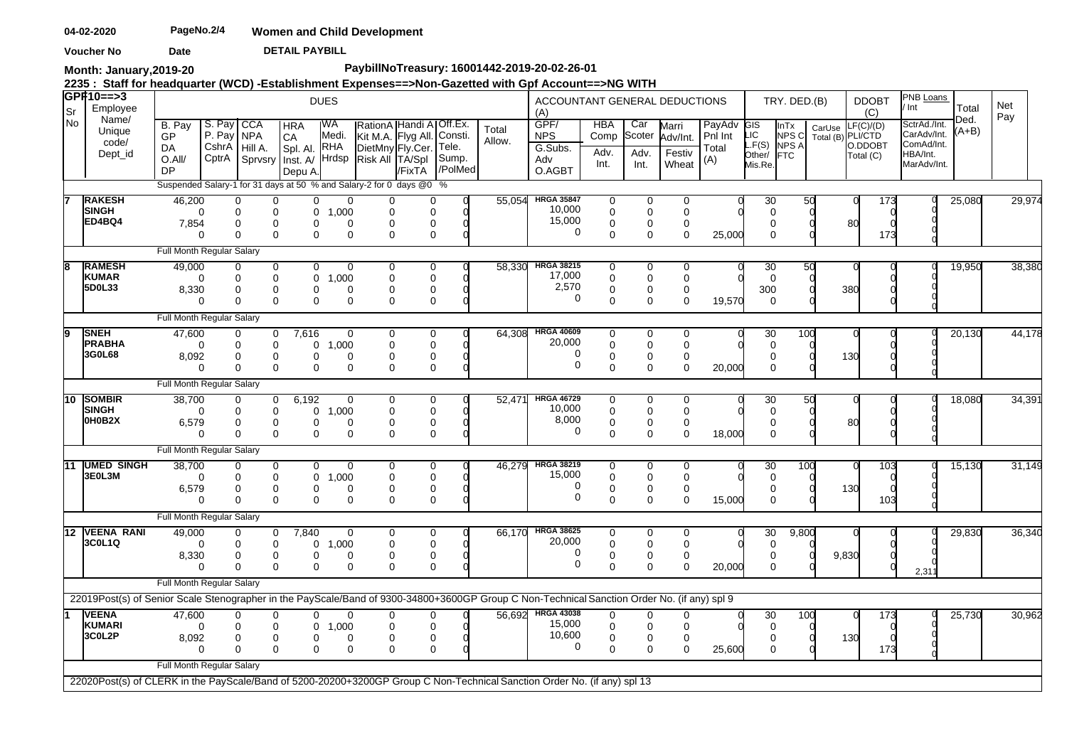04-02-2020 PageNo.2/4 **Women and Child Development**

Voucher No Date **DETAIL PAYBILL**

**Month: January,2019-20** **PaybillNoTreasury: 16001442-2019-20-02-26-01**

**2235 : Staff for headquarter (WCD) -Establishment Expenses==>Non-Gazetted with Gpf Account==>NG WITH GPF10==>3**

| Sr No | Employee Name/ Unique code/ Dept_id | DUES: B. Pay / GP / DA / O.All/ DP | S. Pay / P. Pay / CshrA / CptrA | CCA / NPA / Hill A. / Sprvsry | HRA / CA / Spl. Al. / Inst. A/ Depu A. | WA / Medi. / RHA / Hrdsp | RationA / Kit M.A. / DietMny / Risk All | Handi A / Flyg All. / Fly.Cer. / TA/Spl /FixTA | Off.Ex. / Consti. / Tele. / Sump. /PolMed | Total Allow. | ACCOUNTANT GENERAL DEDUCTIONS (A): GPF/ NPS / G.Subs. / Adv / O.AGBT | HBA Comp / Adv. Int. | Car Scoter / Adv. Int. | Marri Adv/Int. / Festiv / Wheat | PayAdv / Pnl Int / Total (A) | TRY. DED.(B): GIS / LIC / L.F(S) / Other/ Mis.Re. | InTx / NPS C / NPS A / FTC | CarUse / Total (B) | DDOBT (C): LF(C)/(D) / PLI/CTD / O.DDOBT / Total (C) | PNB Loans / Int: SctrAd./Int. / CarAdv/Int. / ComAd/Int. / HBA/Int. / MarAdv/Int. | Total Ded. (A+B) | Net Pay |
|---|---|---|---|---|---|---|---|---|---|---|---|---|---|---|---|---|---|---|---|---|---|---|
| | | Suspended Salary-1 for 31 days at 50 % and Salary-2 for 0 days @0 % | | | | | | | | | | | | | | | | | | | | |
| 7 | RAKESH | 46,200 | 0 | 0 | 0 | 0 | 0 | 0 | 0 | 55,054 | HRGA 35847 | 0 | 0 | 0 | 0 | 30 | 50 | 0 | 173 | 0 | 25,080 | 29,974 |
| | SINGH | 0 | 0 | 0 | 0 | 1,000 | 0 | 0 | 0 | | 10,000 | 0 | 0 | 0 | 0 | 0 | 0 | | 0 | 0 | | |
| | ED4BQ4 | 7,854 | 0 | 0 | 0 | 0 | 0 | 0 | 0 | | 15,000 | 0 | 0 | 0 | | 0 | 0 | 80 | 0 | 0 | | |
| | | 0 | 0 | 0 | 0 | 0 | 0 | 0 | 0 | | 0 | 0 | 0 | 0 | 25,000 | 0 | 0 | | 173 | 0 | | |
| | | Full Month Regular Salary | | | | | | | | | | | | | | | | | | | | |
| 8 | RAMESH | 49,000 | 0 | 0 | 0 | 0 | 0 | 0 | 0 | 58,330 | HRGA 38215 | 0 | 0 | 0 | 0 | 30 | 50 | 0 | 0 | 0 | 19,950 | 38,380 |
| | KUMAR | 0 | 0 | 0 | 0 | 1,000 | 0 | 0 | 0 | | 17,000 | 0 | 0 | 0 | 0 | 0 | 0 | | 0 | 0 | | |
| | 5D0L33 | 8,330 | 0 | 0 | 0 | 0 | 0 | 0 | 0 | | 2,570 | 0 | 0 | 0 | | 300 | 0 | 380 | 0 | 0 | | |
| | | 0 | 0 | 0 | 0 | 0 | 0 | 0 | 0 | | 0 | 0 | 0 | 0 | 19,570 | 0 | 0 | | 0 | 0 | | |
| | | Full Month Regular Salary | | | | | | | | | | | | | | | | | | | | |
| 9 | SNEH | 47,600 | 0 | 0 | 7,616 | 0 | 0 | 0 | 0 | 64,308 | HRGA 40609 | 0 | 0 | 0 | 0 | 30 | 100 | 0 | 0 | 0 | 20,130 | 44,178 |
| | PRABHA | 0 | 0 | 0 | 0 | 1,000 | 0 | 0 | 0 | | 20,000 | 0 | 0 | 0 | 0 | 0 | 0 | | 0 | 0 | | |
| | 3G0L68 | 8,092 | 0 | 0 | 0 | 0 | 0 | 0 | 0 | | 0 | 0 | 0 | 0 | | 0 | 0 | 130 | 0 | 0 | | |
| | | 0 | 0 | 0 | 0 | 0 | 0 | 0 | 0 | | 0 | 0 | 0 | 0 | 20,000 | 0 | 0 | | 0 | 0 | | |
| | | Full Month Regular Salary | | | | | | | | | | | | | | | | | | | | |
| 10 | SOMBIR | 38,700 | 0 | 0 | 6,192 | 0 | 0 | 0 | 0 | 52,471 | HRGA 46729 | 0 | 0 | 0 | 0 | 30 | 50 | 0 | 0 | 0 | 18,080 | 34,391 |
| | SINGH | 0 | 0 | 0 | 0 | 1,000 | 0 | 0 | 0 | | 10,000 | 0 | 0 | 0 | 0 | 0 | 0 | | 0 | 0 | | |
| | 0H0B2X | 6,579 | 0 | 0 | 0 | 0 | 0 | 0 | 0 | | 8,000 | 0 | 0 | 0 | | 0 | 0 | 80 | 0 | 0 | | |
| | | 0 | 0 | 0 | 0 | 0 | 0 | 0 | 0 | | 0 | 0 | 0 | 0 | 18,000 | 0 | 0 | | 0 | 0 | | |
| | | Full Month Regular Salary | | | | | | | | | | | | | | | | | | | | |
| 11 | UMED SINGH | 38,700 | 0 | 0 | 0 | 0 | 0 | 0 | 0 | 46,279 | HRGA 38219 | 0 | 0 | 0 | 0 | 30 | 100 | 0 | 103 | 0 | 15,130 | 31,149 |
| | 3E0L3M | 0 | 0 | 0 | 0 | 1,000 | 0 | 0 | 0 | | 15,000 | 0 | 0 | 0 | 0 | 0 | 0 | | 0 | 0 | | |
| | | 6,579 | 0 | 0 | 0 | 0 | 0 | 0 | 0 | | 0 | 0 | 0 | 0 | | 0 | 0 | 130 | 0 | 0 | | |
| | | 0 | 0 | 0 | 0 | 0 | 0 | 0 | 0 | | 0 | 0 | 0 | 0 | 15,000 | 0 | 0 | | 103 | 0 | | |
| | | Full Month Regular Salary | | | | | | | | | | | | | | | | | | | | |
| 12 | VEENA RANI | 49,000 | 0 | 0 | 7,840 | 0 | 0 | 0 | 0 | 66,170 | HRGA 38625 | 0 | 0 | 0 | 0 | 30 | 9,800 | 0 | 0 | 0 | 29,830 | 36,340 |
| | 3C0L1Q | 0 | 0 | 0 | 0 | 1,000 | 0 | 0 | 0 | | 20,000 | 0 | 0 | 0 | 0 | 0 | 0 | | 0 | 0 | | |
| | | 8,330 | 0 | 0 | 0 | 0 | 0 | 0 | 0 | | 0 | 0 | 0 | 0 | | 0 | 0 | 9,830 | 0 | 0 | | |
| | | 0 | 0 | 0 | 0 | 0 | 0 | 0 | 0 | | 0 | 0 | 0 | 0 | 20,000 | 0 | 0 | | 0 | 2,311 | | |
| | | Full Month Regular Salary | | | | | | | | | | | | | | | | | | | | |
| | | 22019Post(s) of Senior Scale Stenographer in the PayScale/Band of 9300-34800+3600GP Group C Non-Technical Sanction Order No. (if any) spl 9 | | | | | | | | | | | | | | | | | | | | |
| 1 | VEENA | 47,600 | 0 | 0 | 0 | 0 | 0 | 0 | 0 | 56,692 | HRGA 43038 | 0 | 0 | 0 | 0 | 30 | 100 | 0 | 173 | 0 | 25,730 | 30,962 |
| | KUMARI | 0 | 0 | 0 | 0 | 1,000 | 0 | 0 | 0 | | 15,000 | 0 | 0 | 0 | 0 | 0 | 0 | | 0 | 0 | | |
| | 3C0L2P | 8,092 | 0 | 0 | 0 | 0 | 0 | 0 | 0 | | 10,600 | 0 | 0 | 0 | | 0 | 0 | 130 | 0 | 0 | | |
| | | 0 | 0 | 0 | 0 | 0 | 0 | 0 | 0 | | 0 | 0 | 0 | 0 | 25,600 | 0 | 0 | | 173 | 0 | | |
| | | Full Month Regular Salary | | | | | | | | | | | | | | | | | | | | |
| | | 22020Post(s) of CLERK in the PayScale/Band of 5200-20200+3200GP Group C Non-Technical Sanction Order No. (if any) spl 13 | | | | | | | | | | | | | | | | | | | | |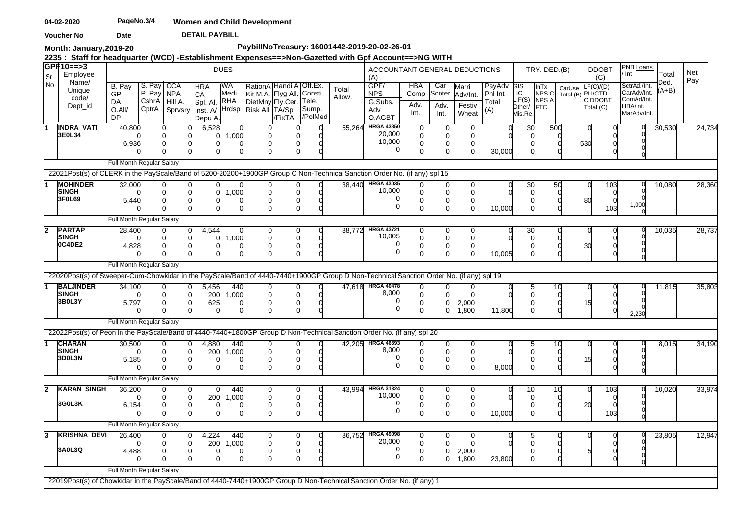04-02-2020 PageNo.3/4 **Women and Child Development**

Voucher No Date **DETAIL PAYBILL**

**Month: January,2019-20** **PaybillNoTreasury: 16001442-2019-20-02-26-01**

**2235 : Staff for headquarter (WCD) -Establishment Expenses==>Non-Gazetted with Gpf Account==>NG WITH GPF10==>3**

| Sr No | Employee Name/ Unique code/ Dept_id | B. Pay / GP / DA / O.All/ DP | S. Pay / P. Pay / CshrA / CptrA | CCA / NPA / Hill A. / Sprvsry | HRA / CA / Spl. Al. / Inst. A/ Depu A. | WA / Medi. / RHA / Hrdsp | RationA / Kit M.A. / DietMny / Risk All | Handi A / Flyg All. / Fly.Cer. / TA/Spl /FixTA | Off.Ex. / Consti. / Tele. / Sump. /PolMed | Total Allow. | GPF/ NPS / G.Subs. / Adv / O.AGBT | HBA Comp / Adv. Int. | Car Scoter / Adv. Int. | Marri Adv/Int. / Festiv / Wheat | PayAdv Pnl Int / Total (A) | GIS / LIC / L.F(S) / Other/ Mis.Re. | InTx / NPS C / NPS A / FTC | CarUse / Total (B) | LF(C)/(D) / PLI/CTD / O.DDOBT / Total (C) | SctrAd./Int. / CarAdv/Int. / ComAd/Int. / HBA/Int. / MarAdv/Int. | Total Ded. (A+B) | Net Pay |
|---|---|---|---|---|---|---|---|---|---|---|---|---|---|---|---|---|---|---|---|---|---|---|
| 1 | **INDRA VATI** **3E0L34** | 40,800 / 0 / 6,936 / 0 | 0 / 0 / 0 / 0 | 0 / 0 / 0 / 0 | 6,528 / 0 / 0 / 0 | 0 / 1,000 / 0 / 0 | 0 / 0 / 0 / 0 | 0 / 0 / 0 / 0 | 0 / 0 / 0 / 0 | 55,264 | HRGA 43850 / 20,000 / 10,000 / 0 | 0 / 0 / 0 / 0 | 0 / 0 / 0 / 0 | 0 / 0 / 0 / 0 | 0 / 0 / 30,000 | 30 / 0 / 0 / 0 | 500 / 0 / 0 / 0 | 0 / 530 | 0 / 0 / 0 / 0 | 0 / 0 / 0 / 0 / 0 | 30,530 | 24,734 |
| | Full Month Regular Salary | | | | | | | | | | | | | | | | | | | | | |
| | 22021Post(s) of CLERK in the PayScale/Band of 5200-20200+1900GP Group C Non-Technical Sanction Order No. (if any) spl 15 | | | | | | | | | | | | | | | | | | | | | |
| 1 | **MOHINDER SINGH** **3F0L69** | 32,000 / 0 / 5,440 / 0 | 0 / 0 / 0 / 0 | 0 / 0 / 0 / 0 | 0 / 0 / 0 / 0 | 0 / 1,000 / 0 / 0 | 0 / 0 / 0 / 0 | 0 / 0 / 0 / 0 | 0 / 0 / 0 / 0 | 38,440 | HRGA 43035 / 10,000 / 0 / 0 | 0 / 0 / 0 / 0 | 0 / 0 / 0 / 0 | 0 / 0 / 0 / 0 | 0 / 0 / 10,000 | 30 / 0 / 0 / 0 | 50 / 0 / 0 / 0 | 0 / 80 | 103 / 0 / 0 / 103 | 0 / 0 / 0 / 1,000 / 0 | 10,080 | 28,360 |
| | Full Month Regular Salary | | | | | | | | | | | | | | | | | | | | | |
| 2 | **PARTAP SINGH** **0C4DE2** | 28,400 / 0 / 4,828 / 0 | 0 / 0 / 0 / 0 | 0 / 0 / 0 / 0 | 4,544 / 0 / 0 / 0 | 0 / 1,000 / 0 / 0 | 0 / 0 / 0 / 0 | 0 / 0 / 0 / 0 | 0 / 0 / 0 / 0 | 38,772 | HRGA 43721 / 10,005 / 0 / 0 | 0 / 0 / 0 / 0 | 0 / 0 / 0 / 0 | 0 / 0 / 0 / 0 | 0 / 0 / 10,005 | 30 / 0 / 0 / 0 | 0 / 0 / 0 / 0 | 0 / 30 | 0 / 0 / 0 / 0 | 0 / 0 / 0 / 0 / 0 | 10,035 | 28,737 |
| | Full Month Regular Salary | | | | | | | | | | | | | | | | | | | | | |
| | 22020Post(s) of Sweeper-Cum-Chowkidar in the PayScale/Band of 4440-7440+1900GP Group D Non-Technical Sanction Order No. (if any) spl 19 | | | | | | | | | | | | | | | | | | | | | |
| 1 | **BALJINDER SINGH** **3B0L3Y** | 34,100 / 0 / 5,797 / 0 | 0 / 0 / 0 / 0 | 0 / 0 / 0 / 0 | 5,456 / 200 / 625 / 0 | 440 / 1,000 / 0 / 0 | 0 / 0 / 0 / 0 | 0 / 0 / 0 / 0 | 0 / 0 / 0 / 0 | 47,618 | HRGA 40478 / 8,000 / 0 / 0 | 0 / 0 / 0 / 0 | 0 / 0 / 0 / 0 | 0 / 0 / 2,000 / 1,800 | 0 / 0 / 11,800 | 5 / 0 / 0 / 0 | 10 / 0 / 0 / 0 | 0 / 15 | 0 / 0 / 0 / 0 | 0 / 0 / 0 / 0 / 2,230 | 11,815 | 35,803 |
| | Full Month Regular Salary | | | | | | | | | | | | | | | | | | | | | |
| | 22022Post(s) of Peon in the PayScale/Band of 4440-7440+1800GP Group D Non-Technical Sanction Order No. (if any) spl 20 | | | | | | | | | | | | | | | | | | | | | |
| 1 | **CHARAN SINGH** **3D0L3N** | 30,500 / 0 / 5,185 / 0 | 0 / 0 / 0 / 0 | 0 / 0 / 0 / 0 | 4,880 / 200 / 0 / 0 | 440 / 1,000 / 0 / 0 | 0 / 0 / 0 / 0 | 0 / 0 / 0 / 0 | 0 / 0 / 0 / 0 | 42,205 | HRGA 46593 / 8,000 / 0 / 0 | 0 / 0 / 0 / 0 | 0 / 0 / 0 / 0 | 0 / 0 / 0 / 0 | 0 / 0 / 8,000 | 5 / 0 / 0 / 0 | 10 / 0 / 0 / 0 | 0 / 15 | 0 / 0 / 0 / 0 | 0 / 0 / 0 / 0 / 0 | 8,015 | 34,190 |
| | Full Month Regular Salary | | | | | | | | | | | | | | | | | | | | | |
| 2 | **KARAN SINGH** **3G0L3K** | 36,200 / 0 / 6,154 / 0 | 0 / 0 / 0 / 0 | 0 / 0 / 0 / 0 | 0 / 200 / 0 / 0 | 440 / 1,000 / 0 / 0 | 0 / 0 / 0 / 0 | 0 / 0 / 0 / 0 | 0 / 0 / 0 / 0 | 43,994 | HRGA 31324 / 10,000 / 0 / 0 | 0 / 0 / 0 / 0 | 0 / 0 / 0 / 0 | 0 / 0 / 0 / 0 | 0 / 0 / 10,000 | 10 / 0 / 0 / 0 | 10 / 0 / 0 / 0 | 0 / 20 | 103 / 0 / 0 / 103 | 0 / 0 / 0 / 0 / 0 | 10,020 | 33,974 |
| | Full Month Regular Salary | | | | | | | | | | | | | | | | | | | | | |
| 3 | **KRISHNA DEVI** **3A0L3Q** | 26,400 / 0 / 4,488 / 0 | 0 / 0 / 0 / 0 | 0 / 0 / 0 / 0 | 4,224 / 200 / 0 / 0 | 440 / 1,000 / 0 / 0 | 0 / 0 / 0 / 0 | 0 / 0 / 0 / 0 | 0 / 0 / 0 / 0 | 36,752 | HRGA 49098 / 20,000 / 0 / 0 | 0 / 0 / 0 / 0 | 0 / 0 / 0 / 0 | 0 / 0 / 2,000 / 1,800 | 0 / 0 / 23,800 | 5 / 0 / 0 / 0 | 0 / 0 / 0 / 0 | 0 / 5 | 0 / 0 / 0 / 0 | 0 / 0 / 0 / 0 / 0 | 23,805 | 12,947 |
| | Full Month Regular Salary | | | | | | | | | | | | | | | | | | | | | |
| | 22019Post(s) of Chowkidar in the PayScale/Band of 4440-7440+1900GP Group D Non-Technical Sanction Order No. (if any) 1 | | | | | | | | | | | | | | | | | | | | | |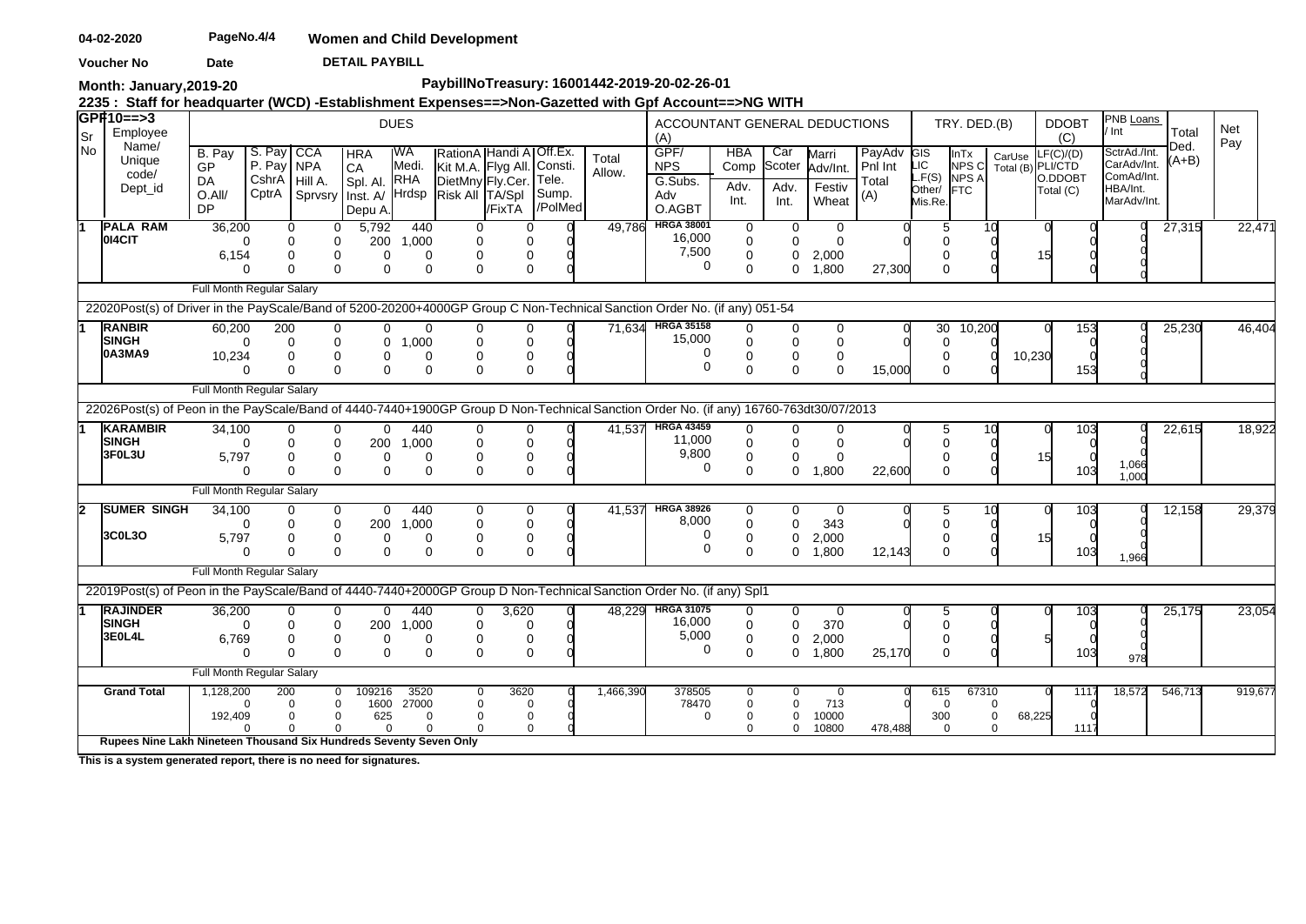04-02-2020 PageNo.4/4 **Women and Child Development**

Voucher No Date **DETAIL PAYBILL**

**Month: January,2019-20** **PaybillNoTreasury: 16001442-2019-20-02-26-01**

**2235 : Staff for headquarter (WCD) -Establishment Expenses==>Non-Gazetted with Gpf Account==>NG WITH GPF10==>3**

| Sr No | Employee Name/ Unique code/ Dept_id | B. Pay GP DA O.All/ DP | S. Pay P. Pay CshrA CptrA | CCA NPA Hill A. Sprvsry | HRA CA Spl. Al. Inst. A/ Depu A. | WA Medi. RHA Hrdsp | RationA Kit M.A. DietMny Risk All | Handi A Flyg All. Fly.Cer. TA/Spl /FixTA | Off.Ex. Consti. Tele. Sump. /PolMed | Total Allow. | GPF/ NPS G.Subs. Adv O.AGBT | HBA Comp Adv. Int. | Car Scoter Adv. Int. | Marri Adv/Int. Festiv Wheat | PayAdv Pnl Int Total (A) | GIS LIC L.F(S) Other/ Mis.Re. | InTx NPS C NPS A FTC | CarUse Total (B) | LF(C)/(D) PLI/CTD O.DDOBT Total (C) | SctrAd./Int. CarAdv/Int. ComAd/Int. HBA/Int. MarAdv/Int. | Total Ded. (A+B) | Net Pay |
|---|---|---|---|---|---|---|---|---|---|---|---|---|---|---|---|---|---|---|---|---|---|---|
| | | **DUES** | | | | | | | | | **ACCOUNTANT GENERAL DEDUCTIONS (A)** | | | | | **TRY. DED.(B)** | | | **DDOBT (C)** | **PNB Loans / Int** | | |
| 1 | **PALA RAM** **0I4CIT** | 36,200 0 6,154 0 | 0 0 0 0 | 0 0 0 0 | 5,792 200 0 0 | 440 1,000 0 0 | 0 0 0 0 | 0 0 0 0 | 0 0 0 0 | 49,786 | HRGA 38001 16,000 7,500 0 | 0 0 0 0 | 0 0 0 0 | 0 0 2,000 1,800 | 0 0 27,300 | 5 0 0 0 | 10 0 0 0 | 0 15 | 0 0 0 0 | 0 0 0 0 | 27,315 | 22,471 |
| | Full Month Regular Salary | | | | | | | | | | | | | | | | | | | | | |
| | **22020Post(s) of Driver in the PayScale/Band of 5200-20200+4000GP Group C Non-Technical Sanction Order No. (if any) 051-54** | | | | | | | | | | | | | | | | | | | | | |
| 1 | **RANBIR SINGH** **0A3MA9** | 60,200 0 10,234 0 | 200 0 0 0 | 0 0 0 0 | 0 0 0 0 | 0 1,000 0 0 | 0 0 0 0 | 0 0 0 0 | 0 0 0 0 | 71,634 | HRGA 35158 15,000 0 0 | 0 0 0 0 | 0 0 0 0 | 0 0 0 0 | 0 0 15,000 | 30 0 0 0 | 10,200 0 0 0 | 0 10,230 | 153 0 0 153 | 0 0 0 0 | 25,230 | 46,404 |
| | Full Month Regular Salary | | | | | | | | | | | | | | | | | | | | | |
| | **22026Post(s) of Peon in the PayScale/Band of 4440-7440+1900GP Group D Non-Technical Sanction Order No. (if any) 16760-763dt30/07/2013** | | | | | | | | | | | | | | | | | | | | | |
| 1 | **KARAMBIR SINGH** **3F0L3U** | 34,100 0 5,797 0 | 0 0 0 0 | 0 0 0 0 | 0 200 0 0 | 440 1,000 0 0 | 0 0 0 0 | 0 0 0 0 | 0 0 0 0 | 41,537 | HRGA 43459 11,000 9,800 0 | 0 0 0 0 | 0 0 0 0 | 0 0 0 1,800 | 0 0 22,600 | 5 0 0 0 | 10 0 0 0 | 0 15 | 103 0 0 103 | 0 0 1,066 1,000 | 22,615 | 18,922 |
| | Full Month Regular Salary | | | | | | | | | | | | | | | | | | | | | |
| 2 | **SUMER SINGH** **3C0L3O** | 34,100 0 5,797 0 | 0 0 0 0 | 0 0 0 0 | 0 200 0 0 | 440 1,000 0 0 | 0 0 0 0 | 0 0 0 0 | 0 0 0 0 | 41,537 | HRGA 38926 8,000 0 0 | 0 0 0 0 | 0 0 0 0 | 0 343 2,000 1,800 | 0 0 12,143 | 5 0 0 0 | 10 0 0 0 | 0 15 | 103 0 0 103 | 0 0 0 1,966 | 12,158 | 29,379 |
| | Full Month Regular Salary | | | | | | | | | | | | | | | | | | | | | |
| | **22019Post(s) of Peon in the PayScale/Band of 4440-7440+2000GP Group D Non-Technical Sanction Order No. (if any) Spl1** | | | | | | | | | | | | | | | | | | | | | |
| 1 | **RAJINDER SINGH** **3E0L4L** | 36,200 0 6,769 0 | 0 0 0 0 | 0 0 0 0 | 0 200 0 0 | 440 1,000 0 0 | 0 0 0 0 | 3,620 0 0 0 | 0 0 0 0 | 48,229 | HRGA 31075 16,000 5,000 0 | 0 0 0 0 | 0 0 0 0 | 0 370 2,000 1,800 | 0 0 25,170 | 5 0 0 0 | 0 0 0 0 | 0 5 | 103 0 0 103 | 0 0 0 978 | 25,175 | 23,054 |
| | Full Month Regular Salary | | | | | | | | | | | | | | | | | | | | | |
| | **Grand Total** | 1,128,200 0 192,409 0 | 200 0 0 0 | 0 0 0 0 | 109216 1600 625 0 | 3520 27000 0 0 | 0 0 0 0 | 3620 0 0 0 | 0 0 0 0 | 1,466,390 | 378505 78470 0 | 0 0 0 0 | 0 0 0 0 | 0 713 10000 10800 | 0 0 478,488 | 615 0 300 0 | 67310 0 0 0 | 0 68,225 | 1117 0 0 1117 | 18,572 | 546,713 | 919,677 |

**Rupees Nine Lakh Nineteen Thousand Six Hundreds Seventy Seven Only**

**This is a system generated report, there is no need for signatures.**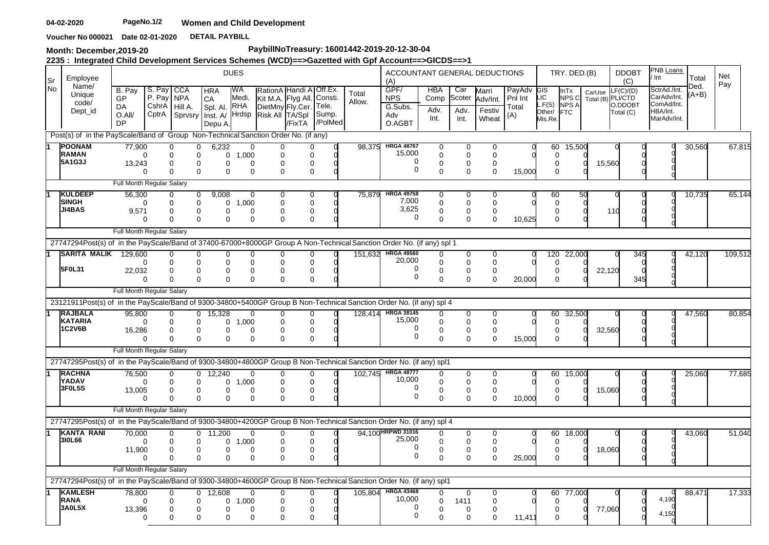04-02-2020 PageNo.1/2 **Women and Child Development**

Voucher No 000021 Date 02-01-2020 **DETAIL PAYBILL**

**Month: December,2019-20** **PaybillNoTreasury: 16001442-2019-20-12-30-04**

**2235 : Integrated Child Development Services Schemes (WCD)==>Gazetted with Gpf Account==>GICDS==>1**

| Sr No | Employee Name/ Unique code/ Dept_id | DUES | | | | | | | | Total Allow. | ACCOUNTANT GENERAL DEDUCTIONS (A) | | | | | TRY. DED.(B) | | | DDOBT (C) | PNB Loans / Int | Total Ded. (A+B) | Net Pay |
|---|---|---|---|---|---|---|---|---|---|---|---|---|---|---|---|---|---|---|---|---|---|---|
| | | B. Pay GP DA O.All/ DP | S. Pay P. Pay CshrA CptrA | CCA NPA Hill A. Sprvsry | HRA CA Spl. Al. Inst. A/ Depu A. | WA Medi. RHA Hrdsp | RationA Kit M.A. DietMny Risk All | Handi A Flyg All. Fly.Cer. TA/Spl /FixTA | Off.Ex. Consti. Tele. Sump. /PolMed | | GPF/ NPS G.Subs. Adv O.AGBT | HBA Comp Adv. Int. | Car Scoter Adv. Int. | Marri Adv/Int. Festiv Wheat | PayAdv Pnl Int Total (A) | GIS LIC L.F(S) Other/ Mis.Re. | InTx NPS C NPS A FTC | CarUse Total (B) | LF(C)/(D) PLI/CTD O.DDOBT Total (C) | SctrAd./Int. CarAdv/Int. ComAd/Int. HBA/Int. MarAdv/Int. | | |
| Post(s) of in the PayScale/Band of Group Non-Technical Sanction Order No. (if any) | | | | | | | | | | | | | | | | | | | | | | |
| 1 | **POONAM RAMAN 5A1G3J** | 77,900 0 13,243 0 | 0 0 0 0 | 0 0 0 0 | 6,232 0 0 0 | 0 1,000 0 0 | 0 0 0 0 | 0 0 0 0 | 0 0 0 0 | 98,375 | HRGA 48767 15,000 0 0 | 0 0 0 0 | 0 0 0 0 | 0 0 0 0 | 0 0 15,000 | 60 0 0 0 | 15,500 0 0 0 | 15,560 | 0 0 0 0 | 0 0 0 0 0 | 30,560 | 67,815 |
| | Full Month Regular Salary | | | | | | | | | | | | | | | | | | | | | |
| 1 | **KULDEEP SINGH JI4BAS** | 56,300 0 9,571 0 | 0 0 0 0 | 0 0 0 0 | 9,008 0 0 0 | 0 1,000 0 0 | 0 0 0 0 | 0 0 0 0 | 0 0 0 0 | 75,879 | HRGA 49758 7,000 3,625 0 | 0 0 0 0 | 0 0 0 0 | 0 0 0 0 | 0 0 10,625 | 60 0 0 0 | 50 0 0 0 | 110 | 0 0 0 0 | 0 0 0 0 0 | 10,735 | 65,144 |
| | Full Month Regular Salary | | | | | | | | | | | | | | | | | | | | | |
| 27747294Post(s) of in the PayScale/Band of 37400-67000+8000GP Group A Non-Technical Sanction Order No. (if any) spl 1 | | | | | | | | | | | | | | | | | | | | | | |
| 1 | **SARITA MALIK 5F0L31** | 129,600 0 22,032 0 | 0 0 0 0 | 0 0 0 0 | 0 0 0 0 | 0 0 0 0 | 0 0 0 0 | 0 0 0 0 | 0 0 0 0 | 151,632 | HRGA 49560 20,000 0 0 | 0 0 0 0 | 0 0 0 0 | 0 0 0 0 | 0 0 20,000 | 120 0 0 0 | 22,000 0 0 0 | 22,120 | 345 0 0 345 | 0 0 0 0 0 | 42,120 | 109,512 |
| | Full Month Regular Salary | | | | | | | | | | | | | | | | | | | | | |
| 23121911Post(s) of in the PayScale/Band of 9300-34800+5400GP Group B Non-Technical Sanction Order No. (if any) spl 4 | | | | | | | | | | | | | | | | | | | | | | |
| 1 | **RAJBALA KATARIA 1C2V6B** | 95,800 0 16,286 0 | 0 0 0 0 | 0 0 0 0 | 15,328 0 0 0 | 0 1,000 0 0 | 0 0 0 0 | 0 0 0 0 | 0 0 0 0 | 128,414 | HRGA 38145 15,000 0 0 | 0 0 0 0 | 0 0 0 0 | 0 0 0 0 | 0 0 15,000 | 60 0 0 0 | 32,500 0 0 0 | 32,560 | 0 0 0 0 | 0 0 0 0 0 | 47,560 | 80,854 |
| | Full Month Regular Salary | | | | | | | | | | | | | | | | | | | | | |
| 27747295Post(s) of in the PayScale/Band of 9300-34800+4800GP Group B Non-Technical Sanction Order No. (if any) spl1 | | | | | | | | | | | | | | | | | | | | | | |
| 1 | **RACHNA YADAV 3F0L5S** | 76,500 0 13,005 0 | 0 0 0 0 | 0 0 0 0 | 12,240 0 0 0 | 0 1,000 0 0 | 0 0 0 0 | 0 0 0 0 | 0 0 0 0 | 102,745 | HRGA 48777 10,000 0 0 | 0 0 0 0 | 0 0 0 0 | 0 0 0 0 | 0 0 10,000 | 60 0 0 0 | 15,000 0 0 0 | 15,060 | 0 0 0 0 | 0 0 0 0 0 | 25,060 | 77,685 |
| | Full Month Regular Salary | | | | | | | | | | | | | | | | | | | | | |
| 27747295Post(s) of in the PayScale/Band of 9300-34800+4200GP Group B Non-Technical Sanction Order No. (if any) spl 4 | | | | | | | | | | | | | | | | | | | | | | |
| 1 | **KANTA RANI 3I0L66** | 70,000 0 11,900 0 | 0 0 0 0 | 0 0 0 0 | 11,200 0 0 0 | 0 1,000 0 0 | 0 0 0 0 | 0 0 0 0 | 0 0 0 0 | 94,100 | HRPWD 31016 25,000 0 0 | 0 0 0 0 | 0 0 0 0 | 0 0 0 0 | 0 0 25,000 | 60 0 0 0 | 18,000 0 0 0 | 18,060 | 0 0 0 0 | 0 0 0 0 0 | 43,060 | 51,040 |
| | Full Month Regular Salary | | | | | | | | | | | | | | | | | | | | | |
| 27747294Post(s) of in the PayScale/Band of 9300-34800+4600GP Group B Non-Technical Sanction Order No. (if any) spl1 | | | | | | | | | | | | | | | | | | | | | | |
| 1 | **KAMLESH RANA 3A0L5X** | 78,800 0 13,396 0 | 0 0 0 0 | 0 0 0 0 | 12,608 0 0 0 | 0 1,000 0 0 | 0 0 0 0 | 0 0 0 0 | 0 0 0 0 | 105,804 | HRGA 43468 10,000 0 0 | 0 0 0 0 | 0 1411 0 0 | 0 0 0 0 | 0 0 11,411 | 60 0 0 0 | 77,000 0 0 0 | 77,060 | 0 0 0 0 | 0 4,190 0 4,150 0 | 88,471 | 17,333 |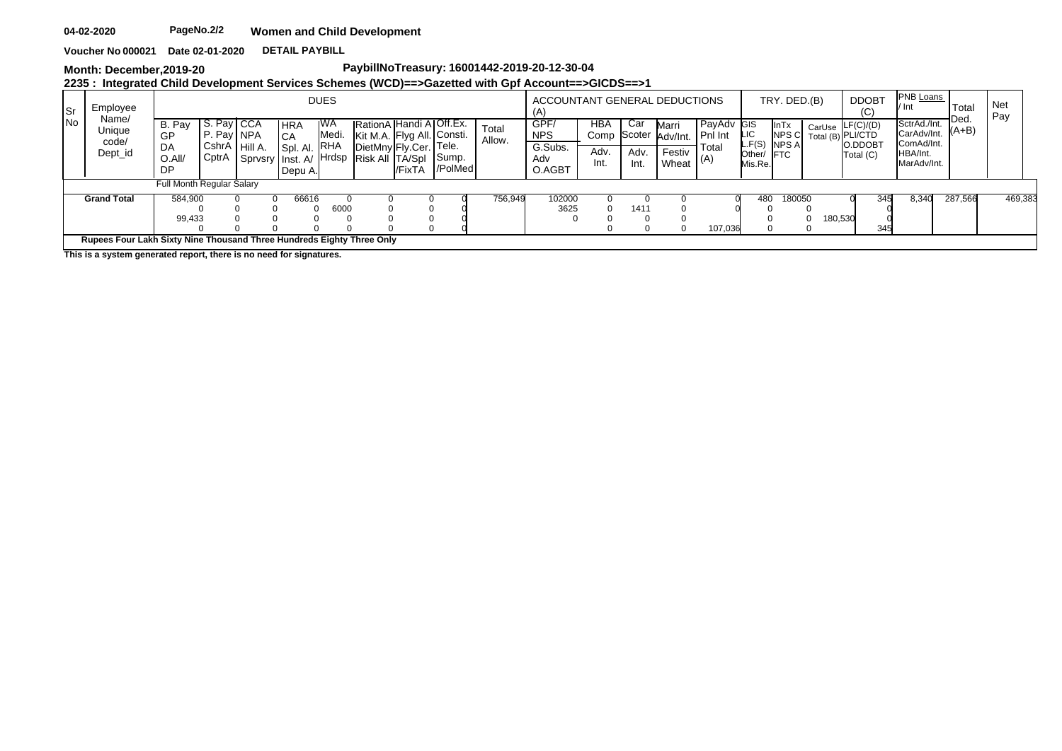**04-02-2020** **PageNo.2/2** **Women and Child Development**

**Voucher No 000021 Date 02-01-2020 DETAIL PAYBILL**

**Month: December,2019-20** **PaybillNoTreasury: 16001442-2019-20-12-30-04**

**2235 : Integrated Child Development Services Schemes (WCD)==>Gazetted with Gpf Account==>GICDS==>1**

| Sr No | Employee Name/ Unique code/ Dept_id | DUES | | | | | | | | | | ACCOUNTANT GENERAL DEDUCTIONS (A) | | | | | TRY. DED.(B) | | | DDOBT (C) | PNB Loans / Int | Total Ded. (A+B) | Net Pay |
|---|---|---|---|---|---|---|---|---|---|---|---|---|---|---|---|---|---|---|---|---|---|---|---|
| | | B. Pay GP DA O.All/ DP | S. Pay P. Pay CshrA CptrA | CCA NPA Hill A. Sprvsry | HRA CA Spl. Al. Inst. A/ Depu A. | WA Medi. RHA Hrdsp | RationA Kit M.A. DietMny Risk All | Handi A Flyg All. Fly.Cer. TA/Spl /FixTA | Off.Ex. Consti. Tele. Sump. /PolMed | Total Allow. | | GPF/ NPS G.Subs. Adv O.AGBT | HBA Comp Adv. Int. | Car Scoter Adv. Int. | Marri Adv/Int. Festiv Wheat | PayAdv Pnl Int Total (A) | GIS LIC L.F(S) Other/ Mis.Re. | InTx NPS C NPS A FTC | CarUse Total (B) | LF(C)/(D) PLI/CTD O.DDOBT Total (C) | SctrAd./Int. CarAdv/Int. ComAd/Int. HBA/Int. MarAdv/Int. | | |
| | | Full Month Regular Salary | | | | | | | | | | | | | | | | | | | | | |
| | **Grand Total** | 584,900<br>0<br>99,433<br>0 | 0<br>0<br>0<br>0 | 0<br>0<br>0<br>0 | 66616<br>0<br>0<br>0 | 0<br>6000<br>0<br>0 | 0<br>0<br>0<br>0 | 0<br>0<br>0<br>0 | 0<br>0<br>0<br>0 | 756,949 | | 102000<br>3625<br>0 | 0<br>0<br>0<br>0 | 0<br>1411<br>0<br>0 | 0<br>0<br>0<br>0 | 0<br>0<br><br>107,036 | 480<br>0<br>0<br>0 | 180050<br>0<br>0<br>0 | 180,530 | 345<br>0<br>0<br>345 | 8,340 | 287,566 | 469,383 |

**Rupees Four Lakh Sixty Nine Thousand Three Hundreds Eighty Three Only**

**This is a system generated report, there is no need for signatures.**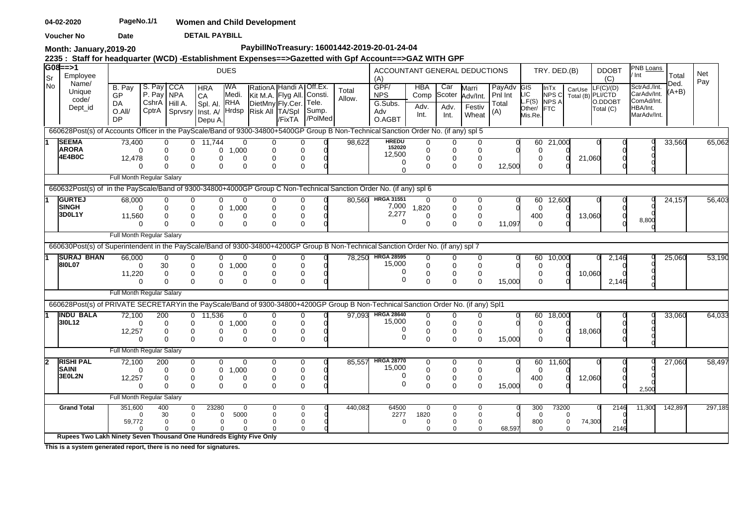04-02-2020 PageNo.1/1 **Women and Child Development**

Voucher No Date **DETAIL PAYBILL**

**Month: January,2019-20** **PaybillNoTreasury: 16001442-2019-20-01-24-04**

**2235 : Staff for headquarter (WCD) -Establishment Expenses==>Gazetted with Gpf Account==>GAZ WITH GPF**

| G08==>1 Sr No | Employee Name/ Unique code/ Dept_id | B. Pay / GP / DA / O.All/ DP | S. Pay / P. Pay / CshrA / CptrA | CCA / NPA / Hill A. / Sprvsry | HRA / CA / Spl. Al. / Inst. A/ Depu A. | WA / Medi. / RHA / Hrdsp | RationA / Kit M.A. / DietMny / Risk All | Handi A / Flyg All. / Fly.Cer. / TA/Spl /FixTA | Off.Ex. / Consti. / Tele. / Sump. /PolMed | Total Allow. | GPF/ NPS / G.Subs. / Adv / O.AGBT | HBA Comp / Adv. Int. | Car Scoter / Adv. Int. | Marri Adv/Int. / Festiv / Wheat | PayAdv Pnl Int / Total (A) | GIS / LIC / L.F(S) / Other/ Mis.Re. | InTx / NPS C / NPS A / FTC | CarUse / Total (B) | LF(C)/(D) / PLI/CTD / O.DDOBT / Total (C) | PNB Loans / Int / SctrAd./Int. / CarAdv/Int. / ComAd/Int. / HBA/Int. / MarAdv/Int. | Total Ded. (A+B) | Net Pay |
|---|---|---|---|---|---|---|---|---|---|---|---|---|---|---|---|---|---|---|---|---|---|---|
| 660628Post(s) of Accounts Officer in the PayScale/Band of 9300-34800+5400GP Group B Non-Technical Sanction Order No. (if any) spl 5 | | | | | | | | | | | | | | | | | | | | | | |
| 1 | SEEMA ARORA 4E4B0C | 73,400 / 0 / 12,478 / 0 | 0 / 0 / 0 / 0 | 0 / 0 / 0 / 0 | 11,744 / 0 / 0 / 0 | 0 / 1,000 / 0 / 0 | 0 / 0 / 0 / 0 | 0 / 0 / 0 / 0 | 0 / 0 / 0 / 0 | 98,622 | HREDU 152020 / 12,500 / 0 / 0 | 0 / 0 / 0 / 0 | 0 / 0 / 0 / 0 | 0 / 0 / 0 / 0 | 0 / 0 / 12,500 | 60 / 0 / 0 / 0 | 21,000 / 0 / 0 / 0 | 0 / 21,060 | 0 / 0 / 0 / 0 | 0 / 0 / 0 / 0 / 0 | 33,560 | 65,062 |
| | Full Month Regular Salary | | | | | | | | | | | | | | | | | | | | | |
| 660632Post(s) of in the PayScale/Band of 9300-34800+4000GP Group C Non-Technical Sanction Order No. (if any) spl 6 | | | | | | | | | | | | | | | | | | | | | | |
| 1 | GURTEJ SINGH 3D0L1Y | 68,000 / 0 / 11,560 / 0 | 0 / 0 / 0 / 0 | 0 / 0 / 0 / 0 | 0 / 0 / 0 / 0 | 0 / 1,000 / 0 / 0 | 0 / 0 / 0 / 0 | 0 / 0 / 0 / 0 | 0 / 0 / 0 / 0 | 80,560 | HRGA 31551 / 7,000 / 2,277 / 0 | 0 / 1,820 / 0 / 0 | 0 / 0 / 0 / 0 | 0 / 0 / 0 / 0 | 0 / 0 / 11,097 | 60 / 0 / 400 / 0 | 12,600 / 0 / 0 / 0 | 0 / 13,060 | 0 / 0 / 0 / 0 | 0 / 0 / 0 / 8,800 / 0 | 24,157 | 56,403 |
| | Full Month Regular Salary | | | | | | | | | | | | | | | | | | | | | |
| 660630Post(s) of Superintendent in the PayScale/Band of 9300-34800+4200GP Group B Non-Technical Sanction Order No. (if any) spl 7 | | | | | | | | | | | | | | | | | | | | | | |
| 1 | SURAJ BHAN 8I0L07 | 66,000 / 0 / 11,220 / 0 | 0 / 30 / 0 / 0 | 0 / 0 / 0 / 0 | 0 / 0 / 0 / 0 | 0 / 1,000 / 0 / 0 | 0 / 0 / 0 / 0 | 0 / 0 / 0 / 0 | 0 / 0 / 0 / 0 | 78,250 | HRGA 28595 / 15,000 / 0 / 0 | 0 / 0 / 0 / 0 | 0 / 0 / 0 / 0 | 0 / 0 / 0 / 0 | 0 / 0 / 15,000 | 60 / 0 / 0 / 0 | 10,000 / 0 / 0 / 0 | 0 / 10,060 | 2,146 / 0 / 0 / 2,146 | 0 / 0 / 0 / 0 / 0 | 25,060 | 53,190 |
| | Full Month Regular Salary | | | | | | | | | | | | | | | | | | | | | |
| 660628Post(s) of PRIVATE SECRETARYin the PayScale/Band of 9300-34800+4200GP Group B Non-Technical Sanction Order No. (if any) Spl1 | | | | | | | | | | | | | | | | | | | | | | |
| 1 | INDU BALA 3I0L12 | 72,100 / 0 / 12,257 / 0 | 200 / 0 / 0 / 0 | 0 / 0 / 0 / 0 | 11,536 / 0 / 0 / 0 | 0 / 1,000 / 0 / 0 | 0 / 0 / 0 / 0 | 0 / 0 / 0 / 0 | 0 / 0 / 0 / 0 | 97,093 | HRGA 28640 / 15,000 / 0 / 0 | 0 / 0 / 0 / 0 | 0 / 0 / 0 / 0 | 0 / 0 / 0 / 0 | 0 / 0 / 15,000 | 60 / 0 / 0 / 0 | 18,000 / 0 / 0 / 0 | 0 / 18,060 | 0 / 0 / 0 / 0 | 0 / 0 / 0 / 0 / 0 | 33,060 | 64,033 |
| | Full Month Regular Salary | | | | | | | | | | | | | | | | | | | | | |
| 2 | RISHI PAL SAINI 3E0L2N | 72,100 / 0 / 12,257 / 0 | 200 / 0 / 0 / 0 | 0 / 0 / 0 / 0 | 0 / 0 / 0 / 0 | 0 / 1,000 / 0 / 0 | 0 / 0 / 0 / 0 | 0 / 0 / 0 / 0 | 0 / 0 / 0 / 0 | 85,557 | HRGA 28770 / 15,000 / 0 / 0 | 0 / 0 / 0 / 0 | 0 / 0 / 0 / 0 | 0 / 0 / 0 / 0 | 0 / 0 / 15,000 | 60 / 0 / 400 / 0 | 11,600 / 0 / 0 / 0 | 0 / 12,060 | 0 / 0 / 0 / 0 | 0 / 0 / 0 / 0 / 2,500 | 27,060 | 58,497 |
| | Full Month Regular Salary | | | | | | | | | | | | | | | | | | | | | |
| | Grand Total | 351,600 / 0 / 59,772 / 0 | 400 / 30 / 0 / 0 | 0 / 0 / 0 / 0 | 23280 / 0 / 0 / 0 | 0 / 5000 / 0 / 0 | 0 / 0 / 0 / 0 | 0 / 0 / 0 / 0 | 0 / 0 / 0 / 0 | 440,082 | 64500 / 2277 / 0 | 0 / 1820 / 0 / 0 | 0 / 0 / 0 / 0 | 0 / 0 / 0 / 0 | 0 / 0 / 68,597 | 300 / 0 / 800 / 0 | 73200 / 0 / 0 / 0 | 0 / 74,300 | 2146 / 0 / 0 / 2146 | 11,300 | 142,897 | 297,185 |

**Rupees Two Lakh Ninety Seven Thousand One Hundreds Eighty Five Only**

**This is a system generated report, there is no need for signatures.**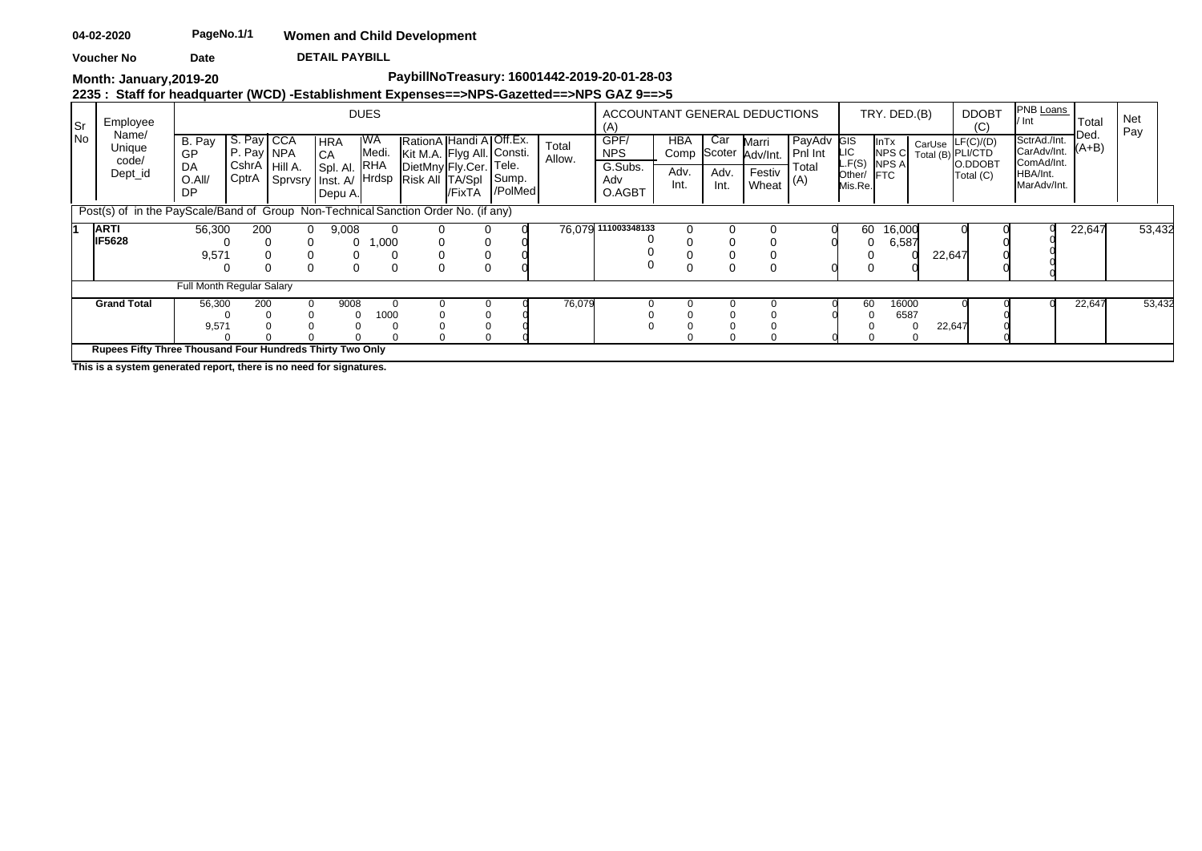04-02-2020 PageNo.1/1 **Women and Child Development**

**Voucher No** **Date** **DETAIL PAYBILL**

**Month: January,2019-20** **PaybillNoTreasury: 16001442-2019-20-01-28-03**

**2235 : Staff for headquarter (WCD) -Establishment Expenses==>NPS-Gazetted==>NPS GAZ 9==>5**

| Sr No | Employee Name/ Unique code/ Dept_id | DUES | | | | | | | | | | ACCOUNTANT GENERAL DEDUCTIONS (A) | | | | | TRY. DED.(B) | | | DDOBT (C) | PNB Loans / Int | Total Ded. (A+B) | Net Pay |
|---|---|---|---|---|---|---|---|---|---|---|---|---|---|---|---|---|---|---|---|---|---|---|---|
| | | B. Pay GP DA O.All/ DP | S. Pay P. Pay CshrA CptrA | CCA NPA Hill A. Sprvsry | HRA CA Spl. Al. Inst. A/ Depu A. | WA Medi. RHA Hrdsp | RationA Kit M.A. DietMny Risk All | Handi A Flyg All. Fly.Cer. TA/Spl /FixTA | Off.Ex. Consti. Tele. Sump. /PolMed | | Total Allow. | GPF/ NPS G.Subs. Adv O.AGBT | HBA Comp Adv. Int. | Car Scoter Adv. Int. | Marri Adv/Int. Festiv Wheat | PayAdv Pnl Int Total (A) | GIS LIC L.F(S) Other/ Mis.Re. | InTx NPS C NPS A FTC | CarUse Total (B) | LF(C)/(D) PLI/CTD O.DDOBT Total (C) | SctrAd./Int. CarAdv/Int. ComAd/Int. HBA/Int. MarAdv/Int. | | |
| Post(s) of in the PayScale/Band of Group Non-Technical Sanction Order No. (if any) | | | | | | | | | | | | | | | | | | | | | | | |
| 1 | **ARTI** **IF5628** | 56,300 0 9,571 0 | 200 0 0 0 | 0 0 0 0 | 9,008 0 0 0 | 0 1,000 0 0 | 0 0 0 0 | 0 0 0 0 | 0 0 0 0 | | 76,079 | 111003348133 0 0 0 | 0 0 0 0 | 0 0 0 0 | 0 0 0 0 | 0 0 0 | 60 0 0 0 | 16,000 6,587 0 0 | 22,647 | 0 0 0 0 | 0 0 0 0 0 | 22,647 | 53,432 |
| | Full Month Regular Salary | | | | | | | | | | | | | | | | | | | | | | |
| | **Grand Total** | 56,300 0 9,571 0 | 200 0 0 0 | 0 0 0 0 | 9008 0 0 0 | 0 1000 0 0 | 0 0 0 0 | 0 0 0 0 | 0 0 0 0 | | 76,079 | 0 0 0 | 0 0 0 0 | 0 0 0 0 | 0 0 0 0 | 0 0 0 | 60 0 0 0 | 16000 6587 0 0 | 22,647 | 0 0 0 0 | 0 | 22,647 | 53,432 |
| | **Rupees Fifty Three Thousand Four Hundreds Thirty Two Only** | | | | | | | | | | | | | | | | | | | | | | |

**This is a system generated report, there is no need for signatures.**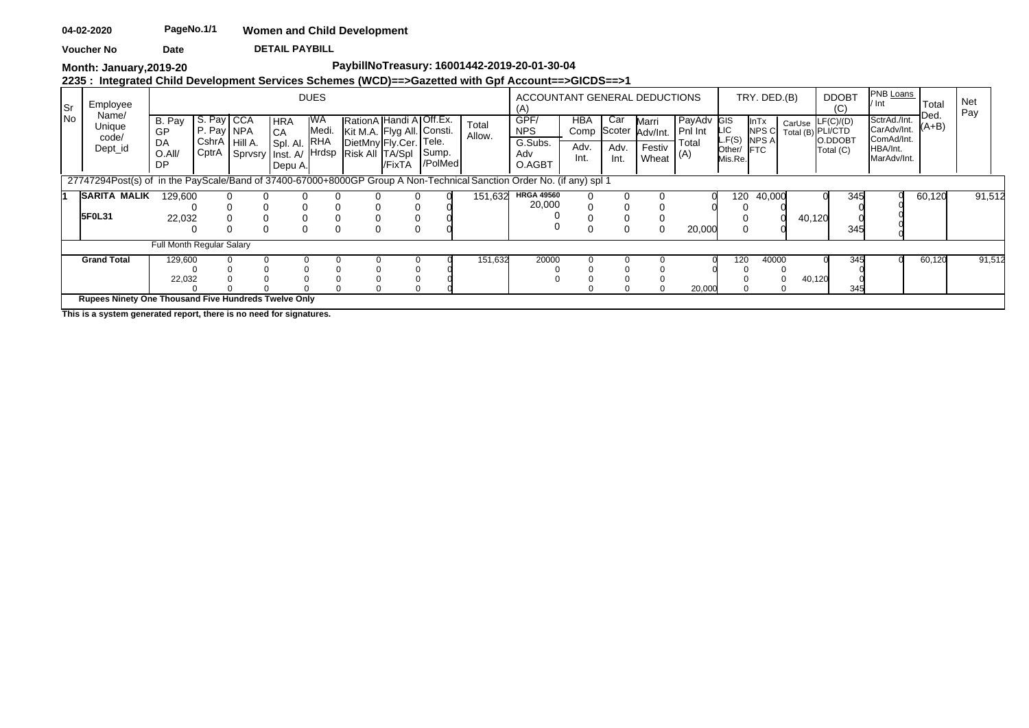04-02-2020 PageNo.1/1 **Women and Child Development**

**Voucher No** **Date** **DETAIL PAYBILL**

**Month: January,2019-20** **PaybillNoTreasury: 16001442-2019-20-01-30-04**

**2235 : Integrated Child Development Services Schemes (WCD)==>Gazetted with Gpf Account==>GICDS==>1**

| Sr No | Employee Name/ Unique code/ Dept_id | DUES | | | | | | | | | | ACCOUNTANT GENERAL DEDUCTIONS (A) | | | | | TRY. DED.(B) | | | DDOBT (C) | PNB Loans / Int | Total Ded. (A+B) | Net Pay |
|---|---|---|---|---|---|---|---|---|---|---|---|---|---|---|---|---|---|---|---|---|---|---|---|
| | | B. Pay GP DA O.All/ DP | S. Pay P. Pay CshrA CptrA | CCA NPA Hill A. Sprvsry | HRA CA Spl. Al. Inst. A/ Depu A. | WA Medi. RHA Hrdsp | RationA Kit M.A. DietMny Risk All | Handi A Flyg All. Fly.Cer. TA/Spl /FixTA | Off.Ex. Consti. Tele. Sump. /PolMed | | Total Allow. | GPF/ NPS G.Subs. Adv O.AGBT | HBA Comp Adv. Int. | Car Scoter Adv. Int. | Marri Adv/Int. Festiv Wheat | PayAdv Pnl Int Total (A) | GIS LIC L.F(S) Other/ Mis.Re. | InTx NPS C NPS A FTC | CarUse Total (B) | LF(C)/(D) PLI/CTD O.DDOBT Total (C) | SctrAd./Int. CarAdv/Int. ComAd/Int. HBA/Int. MarAdv/Int. | | |
| 27747294Post(s) of in the PayScale/Band of 37400-67000+8000GP Group A Non-Technical Sanction Order No. (if any) spl 1 | | | | | | | | | | | | | | | | | | | | | | | |
| 1 | **SARITA MALIK** **5F0L31** | 129,600 0 22,032 0 | 0 0 0 0 | 0 0 0 0 | 0 0 0 0 | 0 0 0 0 | 0 0 0 0 | 0 0 0 0 | 0 0 0 0 | | 151,632 | HRGA 49560 20,000 0 0 | 0 0 0 0 | 0 0 0 0 | 0 0 0 0 | 0 0 20,000 | 120 0 0 0 | 40,000 0 0 0 | 0 40,120 | 345 0 0 345 | 0 0 0 0 0 | 60,120 | 91,512 |
| | Full Month Regular Salary | | | | | | | | | | | | | | | | | | | | | | |
| | **Grand Total** | 129,600 0 22,032 0 | 0 0 0 0 | 0 0 0 0 | 0 0 0 0 | 0 0 0 0 | 0 0 0 0 | 0 0 0 0 | 0 0 0 0 | | 151,632 | 20000 0 0 | 0 0 0 0 | 0 0 0 0 | 0 0 0 0 | 0 0 20,000 | 120 0 0 0 | 40000 0 0 0 | 0 40,120 | 345 0 0 345 | 0 | 60,120 | 91,512 |
| **Rupees Ninety One Thousand Five Hundreds Twelve Only** | | | | | | | | | | | | | | | | | | | | | | | |

**This is a system generated report, there is no need for signatures.**